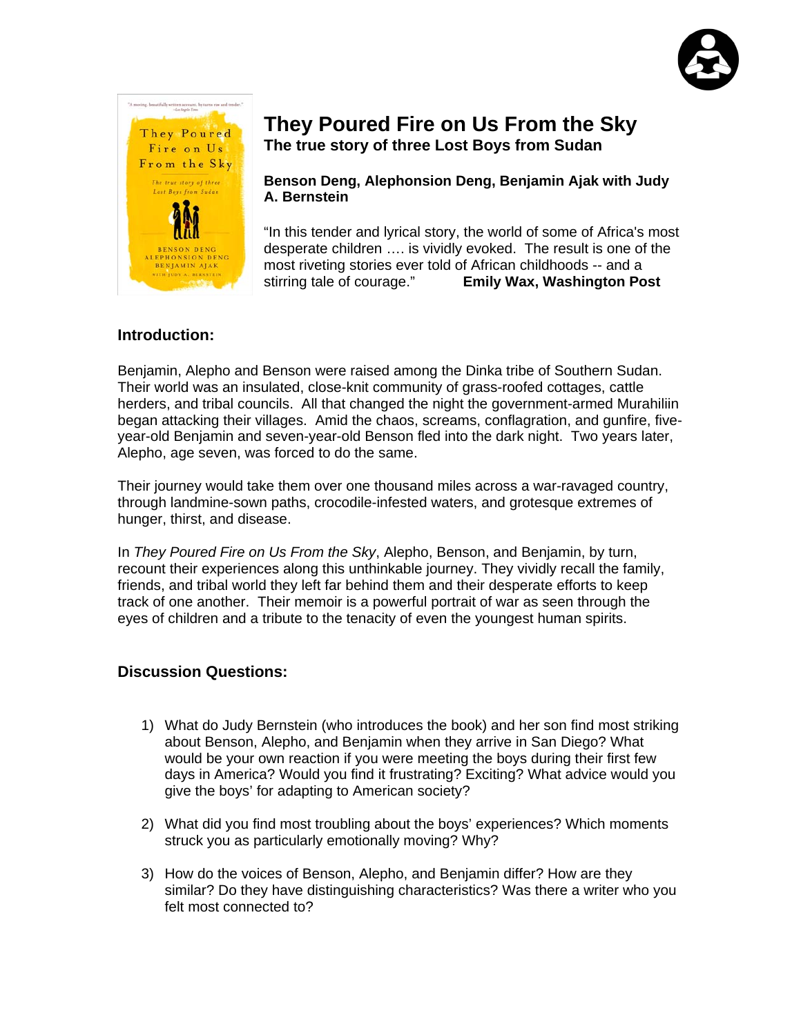# They Poured Fire on Us From the Sky

**The true story of three Lost Boys from Sudan**

**Benson Deng, Alephonsion Deng, Benjamin Ajak with Judy A. Bernstein**

"In this tender and lyrical story, the world of some of Africa's most desperate children …. is vividly evoked. The result is one of the most riveting stories ever told of African childhoods -- and a stirring tale of courage." **Emily Wax, Washington Post**

## Introduction:

Benjamin, Alepho and Benson were raised among the Dinka tribe of Southern Sudan. Their world was an insulated, close-knit community of grass-roofed cottages, cattle herders, and tribal councils. All that changed the night the government-armed Murahiliin began attacking their villages. Amid the chaos, screams, conflagration, and gunfire, five-year-old Benjamin and seven-year-old Benson fled into the dark night. Two years later, Alepho, age seven, was forced to do the same.

Their journey would take them over one thousand miles across a war-ravaged country, through landmine-sown paths, crocodile-infested waters, and grotesque extremes of hunger, thirst, and disease.

In *They Poured Fire on Us From the Sky*, Alepho, Benson, and Benjamin, by turn, recount their experiences along this unthinkable journey. They vividly recall the family, friends, and tribal world they left far behind them and their desperate efforts to keep track of one another. Their memoir is a powerful portrait of war as seen through the eyes of children and a tribute to the tenacity of even the youngest human spirits.

## Discussion Questions:

1) What do Judy Bernstein (who introduces the book) and her son find most striking about Benson, Alepho, and Benjamin when they arrive in San Diego? What would be your own reaction if you were meeting the boys during their first few days in America? Would you find it frustrating? Exciting? What advice would you give the boys' for adapting to American society?

2) What did you find most troubling about the boys' experiences? Which moments struck you as particularly emotionally moving? Why?

3) How do the voices of Benson, Alepho, and Benjamin differ? How are they similar? Do they have distinguishing characteristics? Was there a writer who you felt most connected to?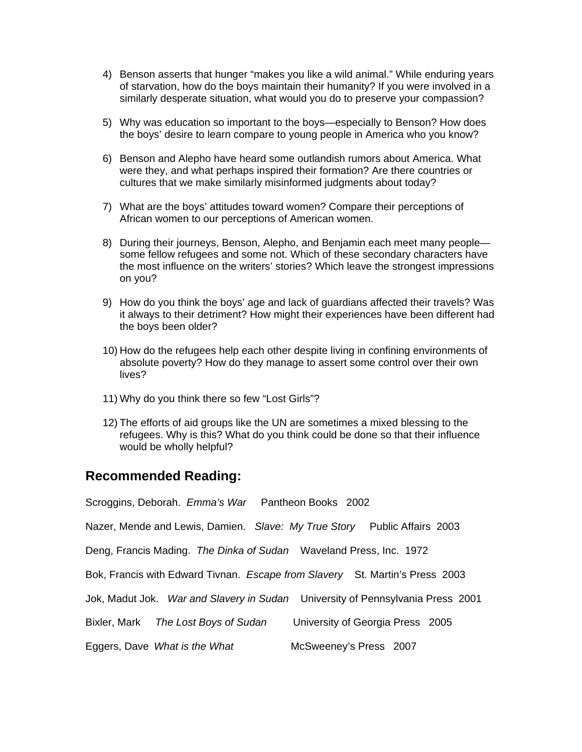4) Benson asserts that hunger "makes you like a wild animal." While enduring years of starvation, how do the boys maintain their humanity? If you were involved in a similarly desperate situation, what would you do to preserve your compassion?

5) Why was education so important to the boys—especially to Benson? How does the boys' desire to learn compare to young people in America who you know?

6) Benson and Alepho have heard some outlandish rumors about America. What were they, and what perhaps inspired their formation? Are there countries or cultures that we make similarly misinformed judgments about today?

7) What are the boys' attitudes toward women? Compare their perceptions of African women to our perceptions of American women.

8) During their journeys, Benson, Alepho, and Benjamin each meet many people—some fellow refugees and some not. Which of these secondary characters have the most influence on the writers' stories? Which leave the strongest impressions on you?

9) How do you think the boys' age and lack of guardians affected their travels? Was it always to their detriment? How might their experiences have been different had the boys been older?

10) How do the refugees help each other despite living in confining environments of absolute poverty? How do they manage to assert some control over their own lives?

11) Why do you think there so few "Lost Girls"?

12) The efforts of aid groups like the UN are sometimes a mixed blessing to the refugees. Why is this? What do you think could be done so that their influence would be wholly helpful?

## Recommended Reading:

Scroggins, Deborah. *Emma's War* Pantheon Books 2002

Nazer, Mende and Lewis, Damien. *Slave: My True Story* Public Affairs 2003

Deng, Francis Mading. *The Dinka of Sudan* Waveland Press, Inc. 1972

Bok, Francis with Edward Tivnan. *Escape from Slavery* St. Martin's Press 2003

Jok, Madut Jok. *War and Slavery in Sudan* University of Pennsylvania Press 2001

Bixler, Mark *The Lost Boys of Sudan* University of Georgia Press 2005

Eggers, Dave *What is the What* McSweeney's Press 2007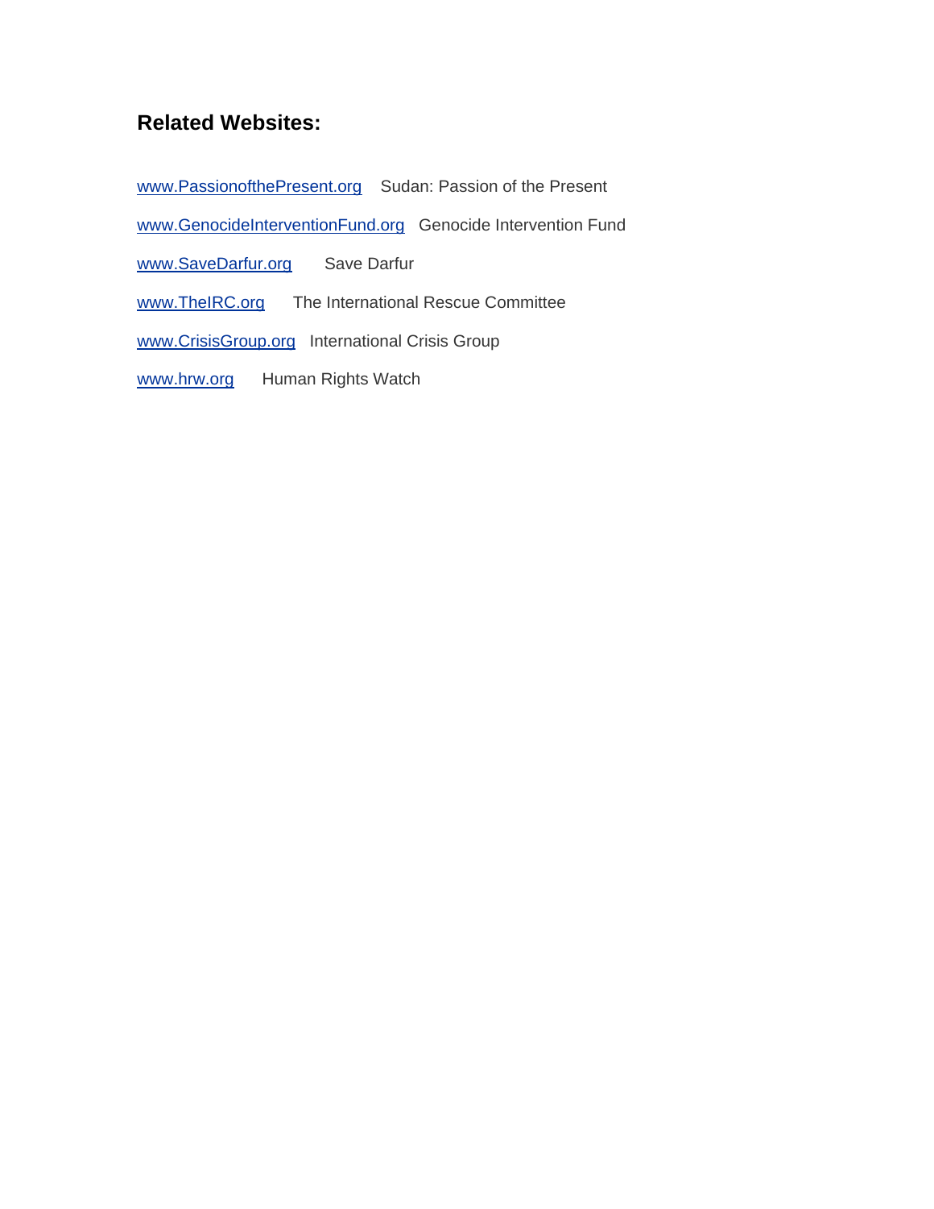### Related Websites:

www.PassionofthePresent.org Sudan: Passion of the Present

www.GenocideInterventionFund.org Genocide Intervention Fund

www.SaveDarfur.org Save Darfur

www.TheIRC.org The International Rescue Committee

www.CrisisGroup.org International Crisis Group

www.hrw.org Human Rights Watch